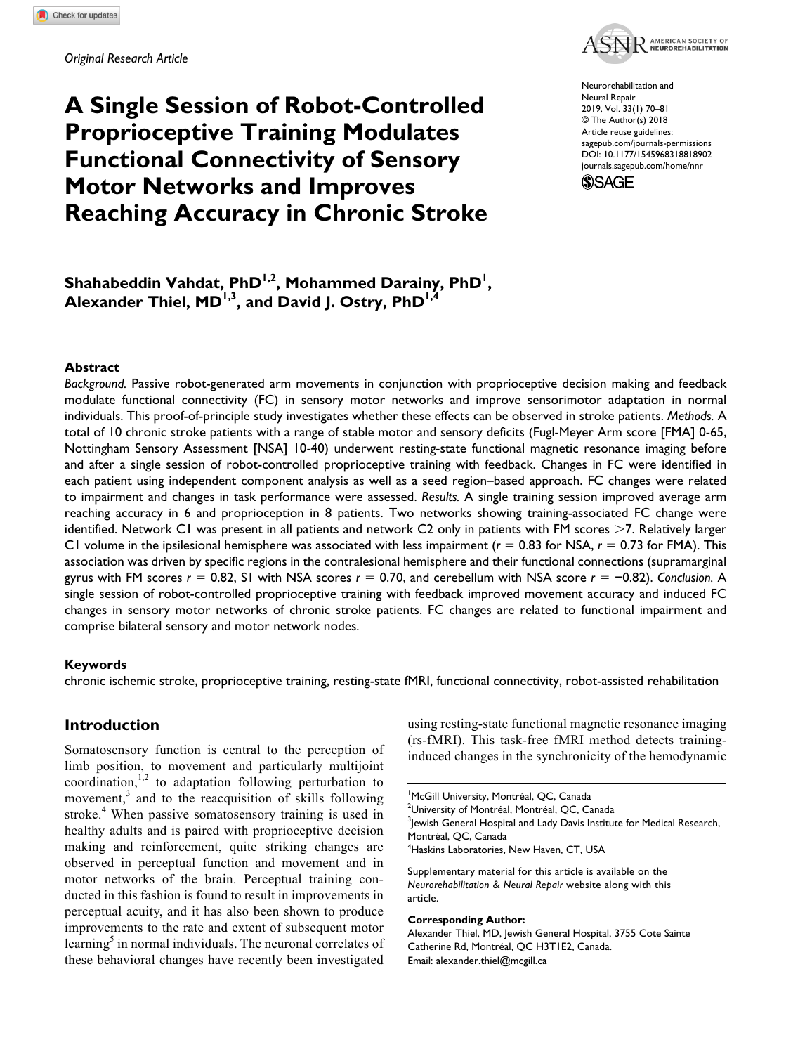*Original Research Article*

# A Single Session of Robot-Controlled Proprioceptive Training Modulates Functional Connectivity of Sensory Motor Networks and Improves Reaching Accuracy in Chronic Stroke

Neurorehabilitation and Neural Repair
2019, Vol. 33(1) 70–81
© The Author(s) 2018
Article reuse guidelines:
sagepub.com/journals-permissions
DOI: 10.1177/1545968318818902
journals.sagepub.com/home/nnr

**Shahabeddin Vahdat, PhD[1,2], Mohammed Darainy, PhD[1], Alexander Thiel, MD[1,3], and David J. Ostry, PhD[1,4]**

## Abstract

*Background.* Passive robot-generated arm movements in conjunction with proprioceptive decision making and feedback modulate functional connectivity (FC) in sensory motor networks and improve sensorimotor adaptation in normal individuals. This proof-of-principle study investigates whether these effects can be observed in stroke patients. *Methods.* A total of 10 chronic stroke patients with a range of stable motor and sensory deficits (Fugl-Meyer Arm score [FMA] 0-65, Nottingham Sensory Assessment [NSA] 10-40) underwent resting-state functional magnetic resonance imaging before and after a single session of robot-controlled proprioceptive training with feedback. Changes in FC were identified in each patient using independent component analysis as well as a seed region–based approach. FC changes were related to impairment and changes in task performance were assessed. *Results.* A single training session improved average arm reaching accuracy in 6 and proprioception in 8 patients. Two networks showing training-associated FC change were identified. Network C1 was present in all patients and network C2 only in patients with FM scores >7. Relatively larger C1 volume in the ipsilesional hemisphere was associated with less impairment ($r = 0.83$ for NSA, $r = 0.73$ for FMA). This association was driven by specific regions in the contralesional hemisphere and their functional connections (supramarginal gyrus with FM scores $r = 0.82$, S1 with NSA scores $r = 0.70$, and cerebellum with NSA score $r = -0.82$). *Conclusion.* A single session of robot-controlled proprioceptive training with feedback improved movement accuracy and induced FC changes in sensory motor networks of chronic stroke patients. FC changes are related to functional impairment and comprise bilateral sensory and motor network nodes.

## Keywords

chronic ischemic stroke, proprioceptive training, resting-state fMRI, functional connectivity, robot-assisted rehabilitation

## Introduction

Somatosensory function is central to the perception of limb position, to movement and particularly multijoint coordination,[1,2] to adaptation following perturbation to movement,[3] and to the reacquisition of skills following stroke.[4] When passive somatosensory training is used in healthy adults and is paired with proprioceptive decision making and reinforcement, quite striking changes are observed in perceptual function and movement and in motor networks of the brain. Perceptual training conducted in this fashion is found to result in improvements in perceptual acuity, and it has also been shown to produce improvements to the rate and extent of subsequent motor learning[5] in normal individuals. The neuronal correlates of these behavioral changes have recently been investigated using resting-state functional magnetic resonance imaging (rs-fMRI). This task-free fMRI method detects training-induced changes in the synchronicity of the hemodynamic

---

[1]McGill University, Montréal, QC, Canada
[2]University of Montréal, Montréal, QC, Canada
[3]Jewish General Hospital and Lady Davis Institute for Medical Research, Montréal, QC, Canada
[4]Haskins Laboratories, New Haven, CT, USA

Supplementary material for this article is available on the *Neurorehabilitation & Neural Repair* website along with this article.

**Corresponding Author:**
Alexander Thiel, MD, Jewish General Hospital, 3755 Cote Sainte Catherine Rd, Montréal, QC H3T1E2, Canada.
Email: alexander.thiel@mcgill.ca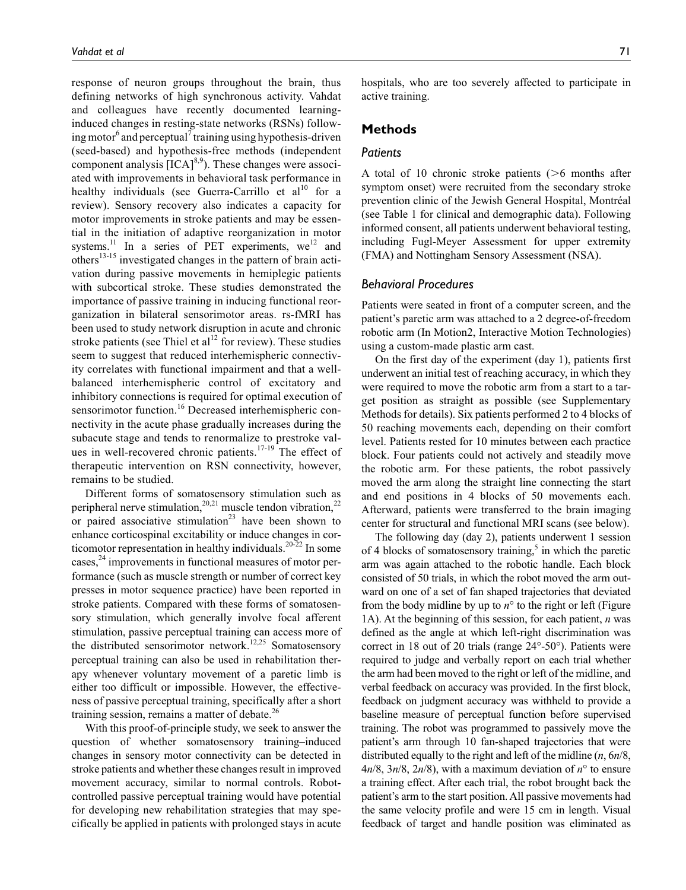response of neuron groups throughout the brain, thus defining networks of high synchronous activity. Vahdat and colleagues have recently documented learning-induced changes in resting-state networks (RSNs) following motor[6] and perceptual[7] training using hypothesis-driven (seed-based) and hypothesis-free methods (independent component analysis [ICA][8,9]). These changes were associated with improvements in behavioral task performance in healthy individuals (see Guerra-Carrillo et al[10] for a review). Sensory recovery also indicates a capacity for motor improvements in stroke patients and may be essential in the initiation of adaptive reorganization in motor systems.[11] In a series of PET experiments, we[12] and others[13-15] investigated changes in the pattern of brain activation during passive movements in hemiplegic patients with subcortical stroke. These studies demonstrated the importance of passive training in inducing functional reorganization in bilateral sensorimotor areas. rs-fMRI has been used to study network disruption in acute and chronic stroke patients (see Thiel et al[12] for review). These studies seem to suggest that reduced interhemispheric connectivity correlates with functional impairment and that a well-balanced interhemispheric control of excitatory and inhibitory connections is required for optimal execution of sensorimotor function.[16] Decreased interhemispheric connectivity in the acute phase gradually increases during the subacute stage and tends to renormalize to prestroke values in well-recovered chronic patients.[17-19] The effect of therapeutic intervention on RSN connectivity, however, remains to be studied.

Different forms of somatosensory stimulation such as peripheral nerve stimulation,[20,21] muscle tendon vibration,[22] or paired associative stimulation[23] have been shown to enhance corticospinal excitability or induce changes in corticomotor representation in healthy individuals.[20-22] In some cases,[24] improvements in functional measures of motor performance (such as muscle strength or number of correct key presses in motor sequence practice) have been reported in stroke patients. Compared with these forms of somatosensory stimulation, which generally involve focal afferent stimulation, passive perceptual training can access more of the distributed sensorimotor network.[12,25] Somatosensory perceptual training can also be used in rehabilitation therapy whenever voluntary movement of a paretic limb is either too difficult or impossible. However, the effectiveness of passive perceptual training, specifically after a short training session, remains a matter of debate.[26]

With this proof-of-principle study, we seek to answer the question of whether somatosensory training–induced changes in sensory motor connectivity can be detected in stroke patients and whether these changes result in improved movement accuracy, similar to normal controls. Robot-controlled passive perceptual training would have potential for developing new rehabilitation strategies that may specifically be applied in patients with prolonged stays in acute hospitals, who are too severely affected to participate in active training.

## Methods

### Patients

A total of 10 chronic stroke patients (>6 months after symptom onset) were recruited from the secondary stroke prevention clinic of the Jewish General Hospital, Montréal (see Table 1 for clinical and demographic data). Following informed consent, all patients underwent behavioral testing, including Fugl-Meyer Assessment for upper extremity (FMA) and Nottingham Sensory Assessment (NSA).

### Behavioral Procedures

Patients were seated in front of a computer screen, and the patient's paretic arm was attached to a 2 degree-of-freedom robotic arm (In Motion2, Interactive Motion Technologies) using a custom-made plastic arm cast.

On the first day of the experiment (day 1), patients first underwent an initial test of reaching accuracy, in which they were required to move the robotic arm from a start to a target position as straight as possible (see Supplementary Methods for details). Six patients performed 2 to 4 blocks of 50 reaching movements each, depending on their comfort level. Patients rested for 10 minutes between each practice block. Four patients could not actively and steadily move the robotic arm. For these patients, the robot passively moved the arm along the straight line connecting the start and end positions in 4 blocks of 50 movements each. Afterward, patients were transferred to the brain imaging center for structural and functional MRI scans (see below).

The following day (day 2), patients underwent 1 session of 4 blocks of somatosensory training,[5] in which the paretic arm was again attached to the robotic handle. Each block consisted of 50 trials, in which the robot moved the arm outward on one of a set of fan shaped trajectories that deviated from the body midline by up to $n°$ to the right or left (Figure 1A). At the beginning of this session, for each patient, $n$ was defined as the angle at which left-right discrimination was correct in 18 out of 20 trials (range 24°-50°). Patients were required to judge and verbally report on each trial whether the arm had been moved to the right or left of the midline, and verbal feedback on accuracy was provided. In the first block, feedback on judgment accuracy was withheld to provide a baseline measure of perceptual function before supervised training. The robot was programmed to passively move the patient's arm through 10 fan-shaped trajectories that were distributed equally to the right and left of the midline ($n$, $6n/8$, $4n/8$, $3n/8$, $2n/8$), with a maximum deviation of $n°$ to ensure a training effect. After each trial, the robot brought back the patient's arm to the start position. All passive movements had the same velocity profile and were 15 cm in length. Visual feedback of target and handle position was eliminated as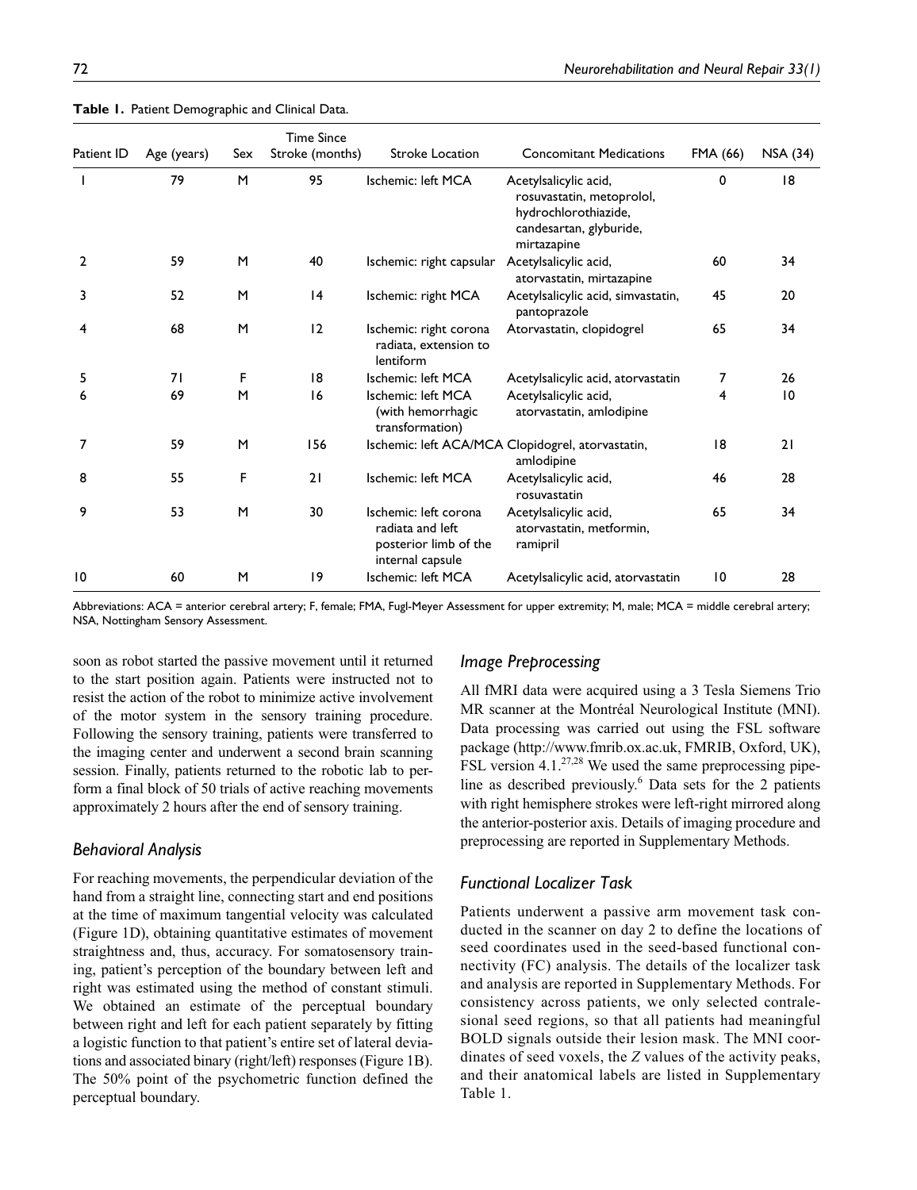**Table 1.** Patient Demographic and Clinical Data.

| Patient ID | Age (years) | Sex | Time Since Stroke (months) | Stroke Location | Concomitant Medications | FMA (66) | NSA (34) |
|---|---|---|---|---|---|---|---|
| 1 | 79 | M | 95 | Ischemic: left MCA | Acetylsalicylic acid, rosuvastatin, metoprolol, hydrochlorothiazide, candesartan, glyburide, mirtazapine | 0 | 18 |
| 2 | 59 | M | 40 | Ischemic: right capsular | Acetylsalicylic acid, atorvastatin, mirtazapine | 60 | 34 |
| 3 | 52 | M | 14 | Ischemic: right MCA | Acetylsalicylic acid, simvastatin, pantoprazole | 45 | 20 |
| 4 | 68 | M | 12 | Ischemic: right corona radiata, extension to lentiform | Atorvastatin, clopidogrel | 65 | 34 |
| 5 | 71 | F | 18 | Ischemic: left MCA | Acetylsalicylic acid, atorvastatin | 7 | 26 |
| 6 | 69 | M | 16 | Ischemic: left MCA (with hemorrhagic transformation) | Acetylsalicylic acid, atorvastatin, amlodipine | 4 | 10 |
| 7 | 59 | M | 156 | Ischemic: left ACA/MCA | Clopidogrel, atorvastatin, amlodipine | 18 | 21 |
| 8 | 55 | F | 21 | Ischemic: left MCA | Acetylsalicylic acid, rosuvastatin | 46 | 28 |
| 9 | 53 | M | 30 | Ischemic: left corona radiata and left posterior limb of the internal capsule | Acetylsalicylic acid, atorvastatin, metformin, ramipril | 65 | 34 |
| 10 | 60 | M | 19 | Ischemic: left MCA | Acetylsalicylic acid, atorvastatin | 10 | 28 |

Abbreviations: ACA = anterior cerebral artery; F, female; FMA, Fugl-Meyer Assessment for upper extremity; M, male; MCA = middle cerebral artery; NSA, Nottingham Sensory Assessment.

soon as robot started the passive movement until it returned to the start position again. Patients were instructed not to resist the action of the robot to minimize active involvement of the motor system in the sensory training procedure. Following the sensory training, patients were transferred to the imaging center and underwent a second brain scanning session. Finally, patients returned to the robotic lab to perform a final block of 50 trials of active reaching movements approximately 2 hours after the end of sensory training.

### *Behavioral Analysis*

For reaching movements, the perpendicular deviation of the hand from a straight line, connecting start and end positions at the time of maximum tangential velocity was calculated (Figure 1D), obtaining quantitative estimates of movement straightness and, thus, accuracy. For somatosensory training, patient's perception of the boundary between left and right was estimated using the method of constant stimuli. We obtained an estimate of the perceptual boundary between right and left for each patient separately by fitting a logistic function to that patient's entire set of lateral deviations and associated binary (right/left) responses (Figure 1B). The 50% point of the psychometric function defined the perceptual boundary.

### *Image Preprocessing*

All fMRI data were acquired using a 3 Tesla Siemens Trio MR scanner at the Montréal Neurological Institute (MNI). Data processing was carried out using the FSL software package (http://www.fmrib.ox.ac.uk, FMRIB, Oxford, UK), FSL version 4.1.[27,28] We used the same preprocessing pipeline as described previously.[6] Data sets for the 2 patients with right hemisphere strokes were left-right mirrored along the anterior-posterior axis. Details of imaging procedure and preprocessing are reported in Supplementary Methods.

### *Functional Localizer Task*

Patients underwent a passive arm movement task conducted in the scanner on day 2 to define the locations of seed coordinates used in the seed-based functional connectivity (FC) analysis. The details of the localizer task and analysis are reported in Supplementary Methods. For consistency across patients, we only selected contralesional seed regions, so that all patients had meaningful BOLD signals outside their lesion mask. The MNI coordinates of seed voxels, the *Z* values of the activity peaks, and their anatomical labels are listed in Supplementary Table 1.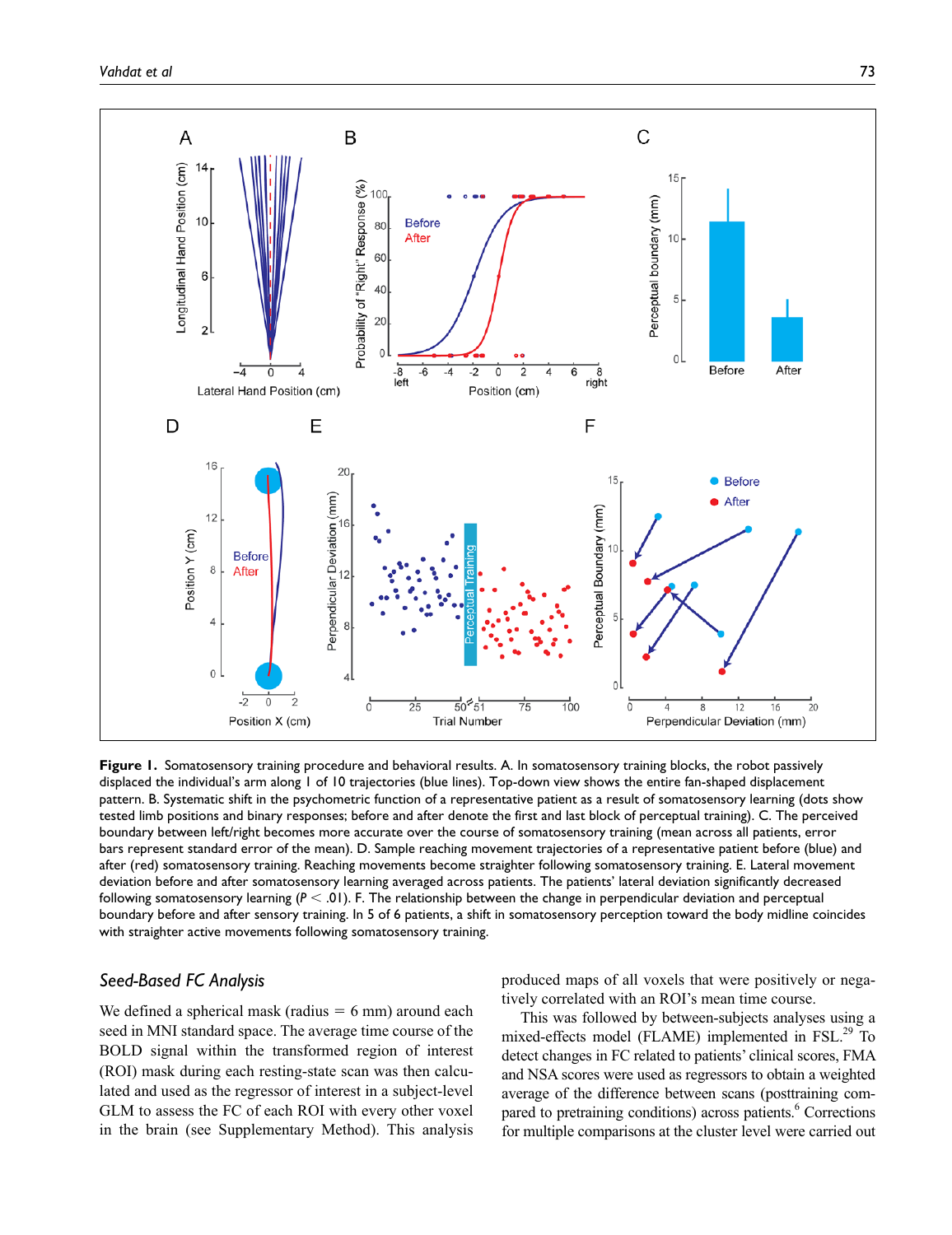**Figure 1.** Somatosensory training procedure and behavioral results. A. In somatosensory training blocks, the robot passively displaced the individual's arm along 1 of 10 trajectories (blue lines). Top-down view shows the entire fan-shaped displacement pattern. B. Systematic shift in the psychometric function of a representative patient as a result of somatosensory learning (dots show tested limb positions and binary responses; before and after denote the first and last block of perceptual training). C. The perceived boundary between left/right becomes more accurate over the course of somatosensory training (mean across all patients, error bars represent standard error of the mean). D. Sample reaching movement trajectories of a representative patient before (blue) and after (red) somatosensory training. Reaching movements become straighter following somatosensory training. E. Lateral movement deviation before and after somatosensory learning averaged across patients. The patients' lateral deviation significantly decreased following somatosensory learning ($P < .01$). F. The relationship between the change in perpendicular deviation and perceptual boundary before and after sensory training. In 5 of 6 patients, a shift in somatosensory perception toward the body midline coincides with straighter active movements following somatosensory training.

### Seed-Based FC Analysis

We defined a spherical mask (radius = 6 mm) around each seed in MNI standard space. The average time course of the BOLD signal within the transformed region of interest (ROI) mask during each resting-state scan was then calculated and used as the regressor of interest in a subject-level GLM to assess the FC of each ROI with every other voxel in the brain (see Supplementary Method). This analysis produced maps of all voxels that were positively or negatively correlated with an ROI's mean time course.

This was followed by between-subjects analyses using a mixed-effects model (FLAME) implemented in FSL.[29] To detect changes in FC related to patients' clinical scores, FMA and NSA scores were used as regressors to obtain a weighted average of the difference between scans (posttraining compared to pretraining conditions) across patients.[6] Corrections for multiple comparisons at the cluster level were carried out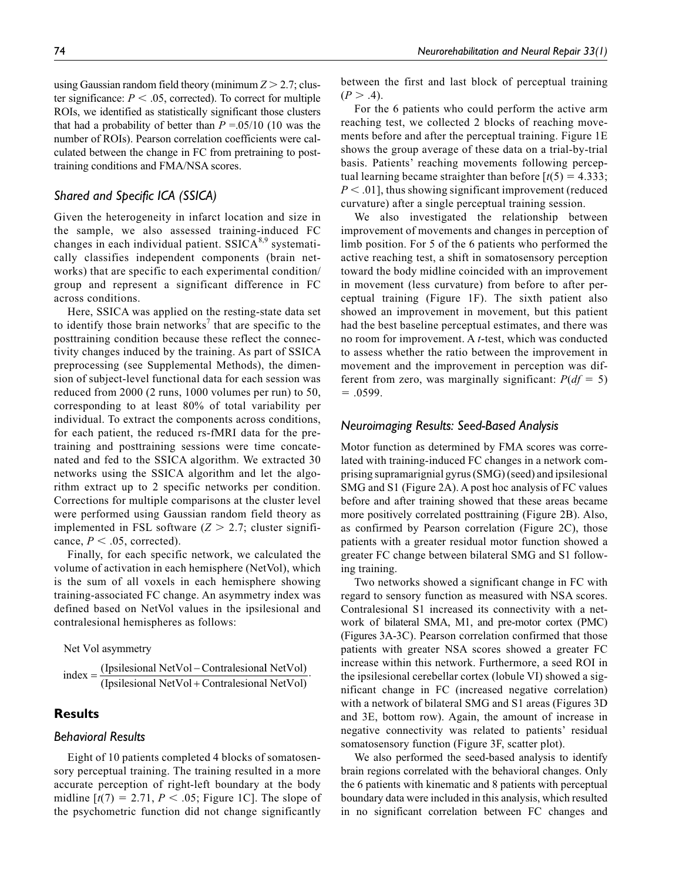using Gaussian random field theory (minimum $Z > 2.7$; cluster significance: $P < .05$, corrected). To correct for multiple ROIs, we identified as statistically significant those clusters that had a probability of better than $P = .05/10$ (10 was the number of ROIs). Pearson correlation coefficients were calculated between the change in FC from pretraining to posttraining conditions and FMA/NSA scores.

### Shared and Specific ICA (SSICA)

Given the heterogeneity in infarct location and size in the sample, we also assessed training-induced FC changes in each individual patient. SSICA[8,9] systematically classifies independent components (brain networks) that are specific to each experimental condition/group and represent a significant difference in FC across conditions.

Here, SSICA was applied on the resting-state data set to identify those brain networks[7] that are specific to the posttraining condition because these reflect the connectivity changes induced by the training. As part of SSICA preprocessing (see Supplemental Methods), the dimension of subject-level functional data for each session was reduced from 2000 (2 runs, 1000 volumes per run) to 50, corresponding to at least 80% of total variability per individual. To extract the components across conditions, for each patient, the reduced rs-fMRI data for the pretraining and posttraining sessions were time concatenated and fed to the SSICA algorithm. We extracted 30 networks using the SSICA algorithm and let the algorithm extract up to 2 specific networks per condition. Corrections for multiple comparisons at the cluster level were performed using Gaussian random field theory as implemented in FSL software ($Z > 2.7$; cluster significance, $P < .05$, corrected).

Finally, for each specific network, we calculated the volume of activation in each hemisphere (NetVol), which is the sum of all voxels in each hemisphere showing training-associated FC change. An asymmetry index was defined based on NetVol values in the ipsilesional and contralesional hemispheres as follows:

$$\text{Net Vol asymmetry index} = \frac{(\text{Ipsilesional NetVol} - \text{Contralesional NetVol})}{(\text{Ipsilesional NetVol} + \text{Contralesional NetVol})}.$$

## Results

### Behavioral Results

Eight of 10 patients completed 4 blocks of somatosensory perceptual training. The training resulted in a more accurate perception of right-left boundary at the body midline [$t(7) = 2.71$, $P < .05$; Figure 1C]. The slope of the psychometric function did not change significantly between the first and last block of perceptual training ($P > .4$).

For the 6 patients who could perform the active arm reaching test, we collected 2 blocks of reaching movements before and after the perceptual training. Figure 1E shows the group average of these data on a trial-by-trial basis. Patients' reaching movements following perceptual learning became straighter than before [$t(5) = 4.333$; $P < .01$], thus showing significant improvement (reduced curvature) after a single perceptual training session.

We also investigated the relationship between improvement of movements and changes in perception of limb position. For 5 of the 6 patients who performed the active reaching test, a shift in somatosensory perception toward the body midline coincided with an improvement in movement (less curvature) from before to after perceptual training (Figure 1F). The sixth patient also showed an improvement in movement, but this patient had the best baseline perceptual estimates, and there was no room for improvement. A *t*-test, which was conducted to assess whether the ratio between the improvement in movement and the improvement in perception was different from zero, was marginally significant: $P(df = 5) = .0599$.

### Neuroimaging Results: Seed-Based Analysis

Motor function as determined by FMA scores was correlated with training-induced FC changes in a network comprising supramarignial gyrus (SMG) (seed) and ipsilesional SMG and S1 (Figure 2A). A post hoc analysis of FC values before and after training showed that these areas became more positively correlated posttraining (Figure 2B). Also, as confirmed by Pearson correlation (Figure 2C), those patients with a greater residual motor function showed a greater FC change between bilateral SMG and S1 following training.

Two networks showed a significant change in FC with regard to sensory function as measured with NSA scores. Contralesional S1 increased its connectivity with a network of bilateral SMA, M1, and pre-motor cortex (PMC) (Figures 3A-3C). Pearson correlation confirmed that those patients with greater NSA scores showed a greater FC increase within this network. Furthermore, a seed ROI in the ipsilesional cerebellar cortex (lobule VI) showed a significant change in FC (increased negative correlation) with a network of bilateral SMG and S1 areas (Figures 3D and 3E, bottom row). Again, the amount of increase in negative connectivity was related to patients' residual somatosensory function (Figure 3F, scatter plot).

We also performed the seed-based analysis to identify brain regions correlated with the behavioral changes. Only the 6 patients with kinematic and 8 patients with perceptual boundary data were included in this analysis, which resulted in no significant correlation between FC changes and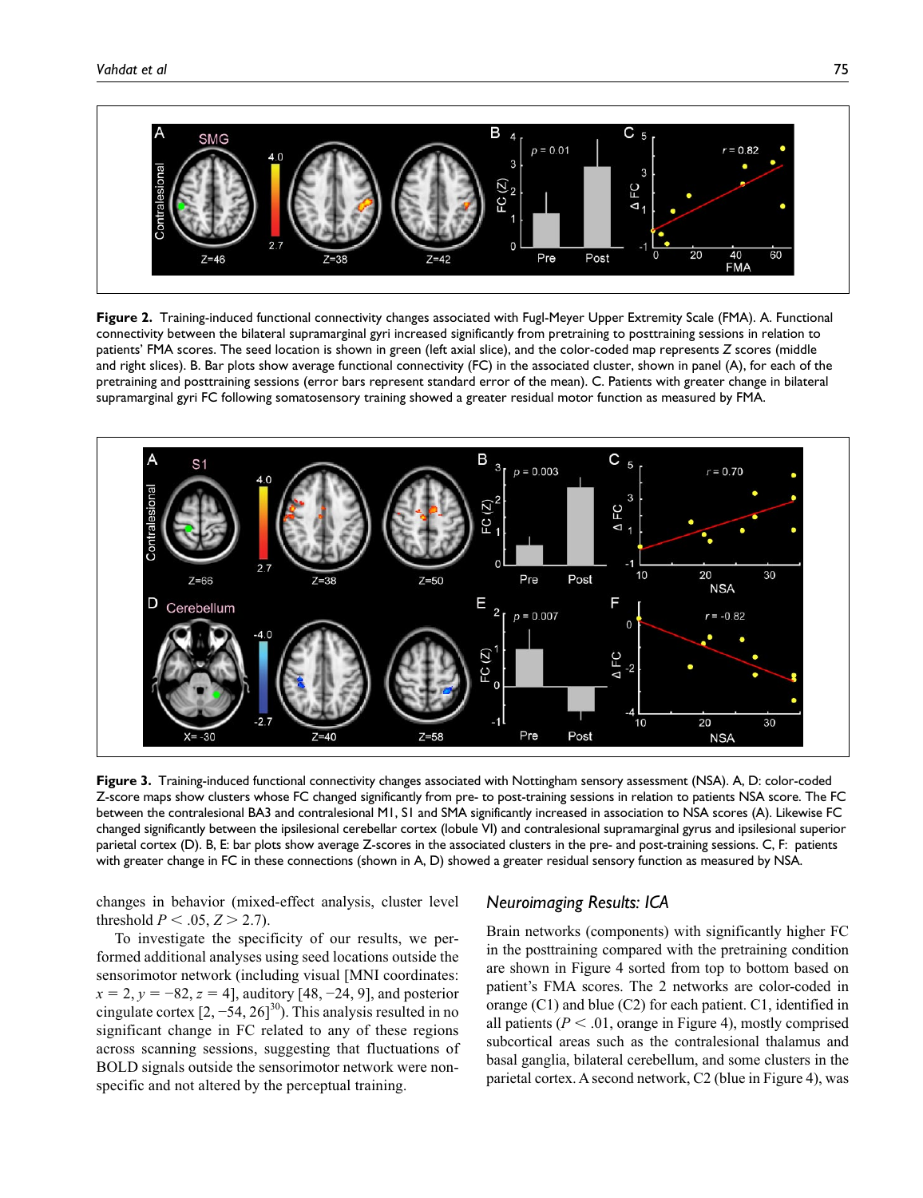**Figure 2.** Training-induced functional connectivity changes associated with Fugl-Meyer Upper Extremity Scale (FMA). A. Functional connectivity between the bilateral supramarginal gyri increased significantly from pretraining to posttraining sessions in relation to patients' FMA scores. The seed location is shown in green (left axial slice), and the color-coded map represents Z scores (middle and right slices). B. Bar plots show average functional connectivity (FC) in the associated cluster, shown in panel (A), for each of the pretraining and posttraining sessions (error bars represent standard error of the mean). C. Patients with greater change in bilateral supramarginal gyri FC following somatosensory training showed a greater residual motor function as measured by FMA.

**Figure 3.** Training-induced functional connectivity changes associated with Nottingham sensory assessment (NSA). A, D: color-coded Z-score maps show clusters whose FC changed significantly from pre- to post-training sessions in relation to patients NSA score. The FC between the contralesional BA3 and contralesional M1, S1 and SMA significantly increased in association to NSA scores (A). Likewise FC changed significantly between the ipsilesional cerebellar cortex (lobule VI) and contralesional supramarginal gyrus and ipsilesional superior parietal cortex (D). B, E: bar plots show average Z-scores in the associated clusters in the pre- and post-training sessions. C, F: patients with greater change in FC in these connections (shown in A, D) showed a greater residual sensory function as measured by NSA.

changes in behavior (mixed-effect analysis, cluster level threshold $P < .05$, $Z > 2.7$).

To investigate the specificity of our results, we performed additional analyses using seed locations outside the sensorimotor network (including visual [MNI coordinates: $x = 2, y = -82, z = 4$], auditory [48, −24, 9], and posterior cingulate cortex [2, −54, 26][30]). This analysis resulted in no significant change in FC related to any of these regions across scanning sessions, suggesting that fluctuations of BOLD signals outside the sensorimotor network were nonspecific and not altered by the perceptual training.

## Neuroimaging Results: ICA

Brain networks (components) with significantly higher FC in the posttraining compared with the pretraining condition are shown in Figure 4 sorted from top to bottom based on patient's FMA scores. The 2 networks are color-coded in orange (C1) and blue (C2) for each patient. C1, identified in all patients ($P < .01$, orange in Figure 4), mostly comprised subcortical areas such as the contralesional thalamus and basal ganglia, bilateral cerebellum, and some clusters in the parietal cortex. A second network, C2 (blue in Figure 4), was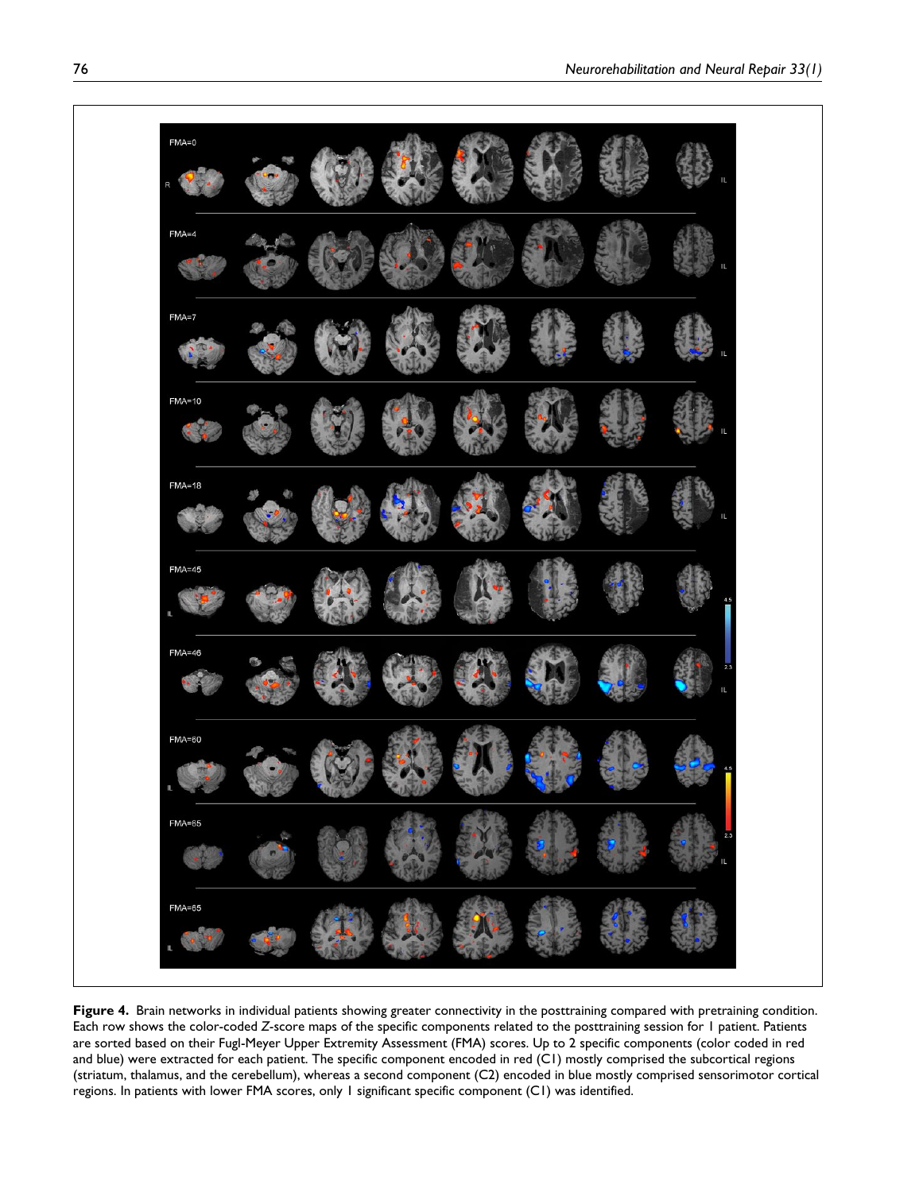**Figure 4.** Brain networks in individual patients showing greater connectivity in the posttraining compared with pretraining condition. Each row shows the color-coded *Z*-score maps of the specific components related to the posttraining session for 1 patient. Patients are sorted based on their Fugl-Meyer Upper Extremity Assessment (FMA) scores. Up to 2 specific components (color coded in red and blue) were extracted for each patient. The specific component encoded in red (C1) mostly comprised the subcortical regions (striatum, thalamus, and the cerebellum), whereas a second component (C2) encoded in blue mostly comprised sensorimotor cortical regions. In patients with lower FMA scores, only 1 significant specific component (C1) was identified.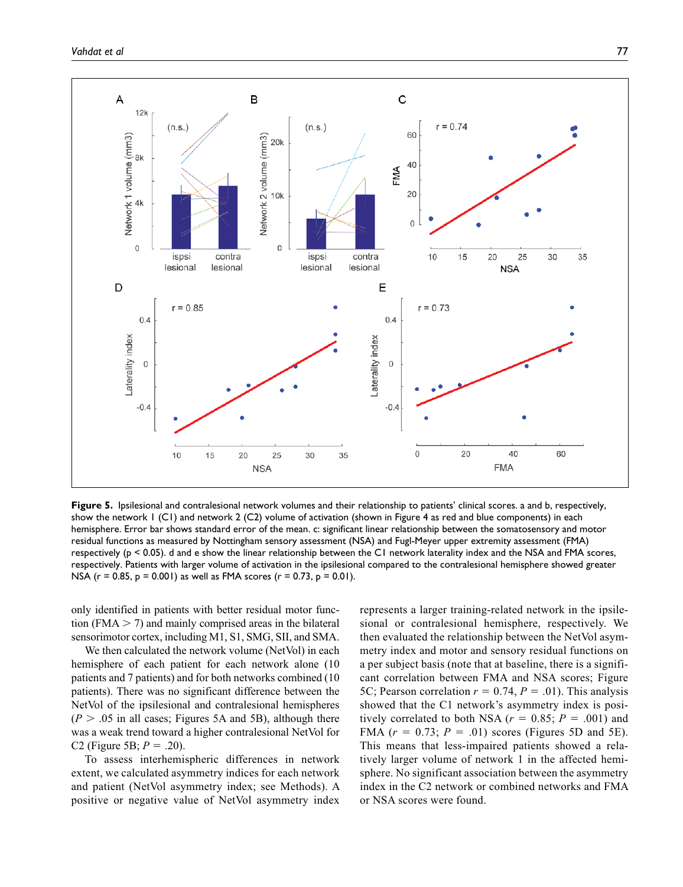**Figure 5.** Ipsilesional and contralesional network volumes and their relationship to patients' clinical scores. a and b, respectively, show the network 1 (C1) and network 2 (C2) volume of activation (shown in Figure 4 as red and blue components) in each hemisphere. Error bar shows standard error of the mean. c: significant linear relationship between the somatosensory and motor residual functions as measured by Nottingham sensory assessment (NSA) and Fugl-Meyer upper extremity assessment (FMA) respectively ($p < 0.05$). d and e show the linear relationship between the C1 network laterality index and the NSA and FMA scores, respectively. Patients with larger volume of activation in the ipsilesional compared to the contralesional hemisphere showed greater NSA ($r = 0.85$, $p = 0.001$) as well as FMA scores ($r = 0.73$, $p = 0.01$).

only identified in patients with better residual motor function (FMA > 7) and mainly comprised areas in the bilateral sensorimotor cortex, including M1, S1, SMG, SII, and SMA.

We then calculated the network volume (NetVol) in each hemisphere of each patient for each network alone (10 patients and 7 patients) and for both networks combined (10 patients). There was no significant difference between the NetVol of the ipsilesional and contralesional hemispheres ($P > .05$ in all cases; Figures 5A and 5B), although there was a weak trend toward a higher contralesional NetVol for C2 (Figure 5B; $P = .20$).

To assess interhemispheric differences in network extent, we calculated asymmetry indices for each network and patient (NetVol asymmetry index; see Methods). A positive or negative value of NetVol asymmetry index represents a larger training-related network in the ipsilesional or contralesional hemisphere, respectively. We then evaluated the relationship between the NetVol asymmetry index and motor and sensory residual functions on a per subject basis (note that at baseline, there is a significant correlation between FMA and NSA scores; Figure 5C; Pearson correlation $r = 0.74$, $P = .01$). This analysis showed that the C1 network's asymmetry index is positively correlated to both NSA ($r = 0.85$; $P = .001$) and FMA ($r = 0.73$; $P = .01$) scores (Figures 5D and 5E). This means that less-impaired patients showed a relatively larger volume of network 1 in the affected hemisphere. No significant association between the asymmetry index in the C2 network or combined networks and FMA or NSA scores were found.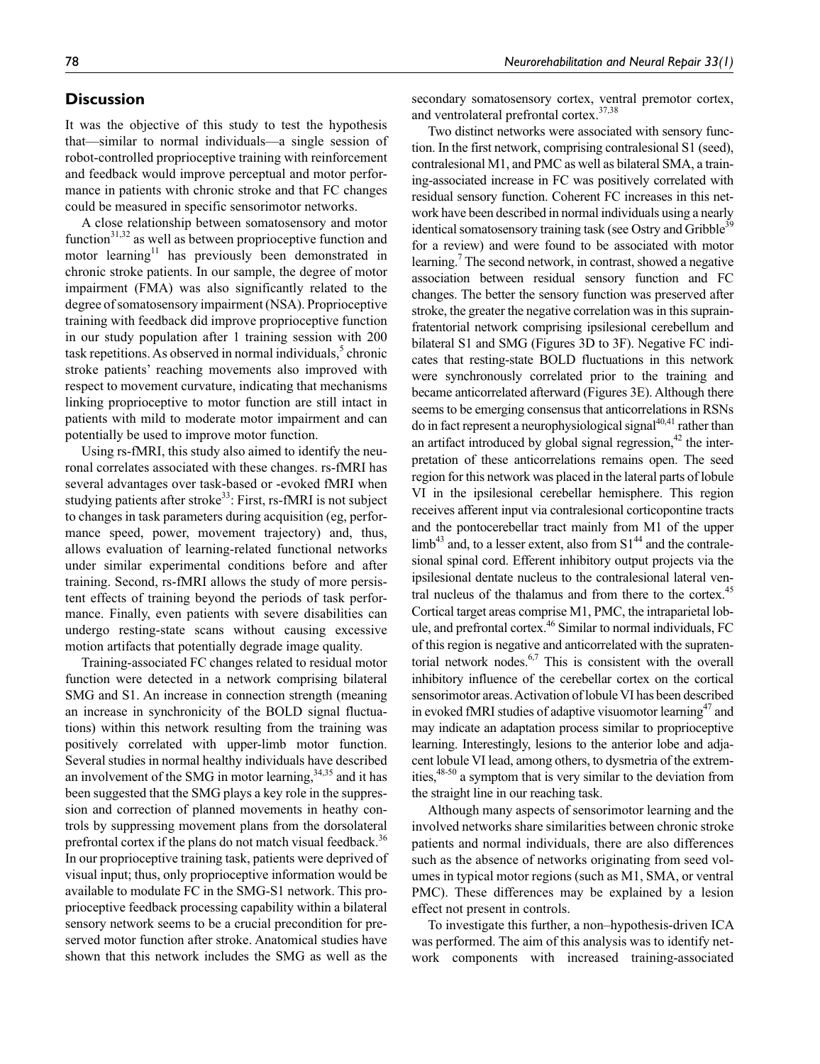## Discussion

It was the objective of this study to test the hypothesis that—similar to normal individuals—a single session of robot-controlled proprioceptive training with reinforcement and feedback would improve perceptual and motor performance in patients with chronic stroke and that FC changes could be measured in specific sensorimotor networks.

A close relationship between somatosensory and motor function[31,32] as well as between proprioceptive function and motor learning[11] has previously been demonstrated in chronic stroke patients. In our sample, the degree of motor impairment (FMA) was also significantly related to the degree of somatosensory impairment (NSA). Proprioceptive training with feedback did improve proprioceptive function in our study population after 1 training session with 200 task repetitions. As observed in normal individuals,[5] chronic stroke patients' reaching movements also improved with respect to movement curvature, indicating that mechanisms linking proprioceptive to motor function are still intact in patients with mild to moderate motor impairment and can potentially be used to improve motor function.

Using rs-fMRI, this study also aimed to identify the neuronal correlates associated with these changes. rs-fMRI has several advantages over task-based or -evoked fMRI when studying patients after stroke[33]: First, rs-fMRI is not subject to changes in task parameters during acquisition (eg, performance speed, power, movement trajectory) and, thus, allows evaluation of learning-related functional networks under similar experimental conditions before and after training. Second, rs-fMRI allows the study of more persistent effects of training beyond the periods of task performance. Finally, even patients with severe disabilities can undergo resting-state scans without causing excessive motion artifacts that potentially degrade image quality.

Training-associated FC changes related to residual motor function were detected in a network comprising bilateral SMG and S1. An increase in connection strength (meaning an increase in synchronicity of the BOLD signal fluctuations) within this network resulting from the training was positively correlated with upper-limb motor function. Several studies in normal healthy individuals have described an involvement of the SMG in motor learning,[34,35] and it has been suggested that the SMG plays a key role in the suppression and correction of planned movements in heathy controls by suppressing movement plans from the dorsolateral prefrontal cortex if the plans do not match visual feedback.[36] In our proprioceptive training task, patients were deprived of visual input; thus, only proprioceptive information would be available to modulate FC in the SMG-S1 network. This proprioceptive feedback processing capability within a bilateral sensory network seems to be a crucial precondition for preserved motor function after stroke. Anatomical studies have shown that this network includes the SMG as well as the secondary somatosensory cortex, ventral premotor cortex, and ventrolateral prefrontal cortex.[37,38]

Two distinct networks were associated with sensory function. In the first network, comprising contralesional S1 (seed), contralesional M1, and PMC as well as bilateral SMA, a training-associated increase in FC was positively correlated with residual sensory function. Coherent FC increases in this network have been described in normal individuals using a nearly identical somatosensory training task (see Ostry and Gribble[39] for a review) and were found to be associated with motor learning.[7] The second network, in contrast, showed a negative association between residual sensory function and FC changes. The better the sensory function was preserved after stroke, the greater the negative correlation was in this supraintentorial network comprising ipsilesional cerebellum and bilateral S1 and SMG (Figures 3D to 3F). Negative FC indicates that resting-state BOLD fluctuations in this network were synchronously correlated prior to the training and became anticorrelated afterward (Figures 3E). Although there seems to be emerging consensus that anticorrelations in RSNs do in fact represent a neurophysiological signal[40,41] rather than an artifact introduced by global signal regression,[42] the interpretation of these anticorrelations remains open. The seed region for this network was placed in the lateral parts of lobule VI in the ipsilesional cerebellar hemisphere. This region receives afferent input via contralesional corticopontine tracts and the pontocerebellar tract mainly from M1 of the upper limb[43] and, to a lesser extent, also from S1[44] and the contralesional spinal cord. Efferent inhibitory output projects via the ipsilesional dentate nucleus to the contralesional lateral ventral nucleus of the thalamus and from there to the cortex.[45] Cortical target areas comprise M1, PMC, the intraparietal lobule, and prefrontal cortex.[46] Similar to normal individuals, FC of this region is negative and anticorrelated with the supratentorial network nodes.[6,7] This is consistent with the overall inhibitory influence of the cerebellar cortex on the cortical sensorimotor areas. Activation of lobule VI has been described in evoked fMRI studies of adaptive visuomotor learning[47] and may indicate an adaptation process similar to proprioceptive learning. Interestingly, lesions to the anterior lobe and adjacent lobule VI lead, among others, to dysmetria of the extremities,[48-50] a symptom that is very similar to the deviation from the straight line in our reaching task.

Although many aspects of sensorimotor learning and the involved networks share similarities between chronic stroke patients and normal individuals, there are also differences such as the absence of networks originating from seed volumes in typical motor regions (such as M1, SMA, or ventral PMC). These differences may be explained by a lesion effect not present in controls.

To investigate this further, a non–hypothesis-driven ICA was performed. The aim of this analysis was to identify network components with increased training-associated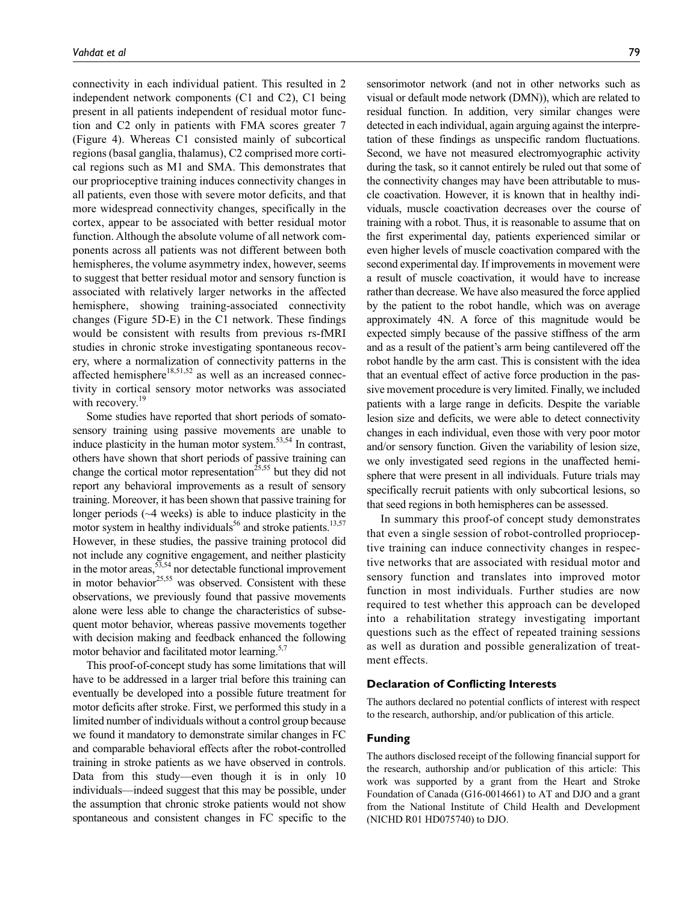connectivity in each individual patient. This resulted in 2 independent network components (C1 and C2), C1 being present in all patients independent of residual motor function and C2 only in patients with FMA scores greater 7 (Figure 4). Whereas C1 consisted mainly of subcortical regions (basal ganglia, thalamus), C2 comprised more cortical regions such as M1 and SMA. This demonstrates that our proprioceptive training induces connectivity changes in all patients, even those with severe motor deficits, and that more widespread connectivity changes, specifically in the cortex, appear to be associated with better residual motor function. Although the absolute volume of all network components across all patients was not different between both hemispheres, the volume asymmetry index, however, seems to suggest that better residual motor and sensory function is associated with relatively larger networks in the affected hemisphere, showing training-associated connectivity changes (Figure 5D-E) in the C1 network. These findings would be consistent with results from previous rs-fMRI studies in chronic stroke investigating spontaneous recovery, where a normalization of connectivity patterns in the affected hemisphere[18,51,52] as well as an increased connectivity in cortical sensory motor networks was associated with recovery.[19]

Some studies have reported that short periods of somatosensory training using passive movements are unable to induce plasticity in the human motor system.[53,54] In contrast, others have shown that short periods of passive training can change the cortical motor representation[25,55] but they did not report any behavioral improvements as a result of sensory training. Moreover, it has been shown that passive training for longer periods (~4 weeks) is able to induce plasticity in the motor system in healthy individuals[56] and stroke patients.[13,57] However, in these studies, the passive training protocol did not include any cognitive engagement, and neither plasticity in the motor areas,[53,54] nor detectable functional improvement in motor behavior[25,55] was observed. Consistent with these observations, we previously found that passive movements alone were less able to change the characteristics of subsequent motor behavior, whereas passive movements together with decision making and feedback enhanced the following motor behavior and facilitated motor learning.[5,7]

This proof-of-concept study has some limitations that will have to be addressed in a larger trial before this training can eventually be developed into a possible future treatment for motor deficits after stroke. First, we performed this study in a limited number of individuals without a control group because we found it mandatory to demonstrate similar changes in FC and comparable behavioral effects after the robot-controlled training in stroke patients as we have observed in controls. Data from this study—even though it is in only 10 individuals—indeed suggest that this may be possible, under the assumption that chronic stroke patients would not show spontaneous and consistent changes in FC specific to the sensorimotor network (and not in other networks such as visual or default mode network (DMN)), which are related to residual function. In addition, very similar changes were detected in each individual, again arguing against the interpretation of these findings as unspecific random fluctuations. Second, we have not measured electromyographic activity during the task, so it cannot entirely be ruled out that some of the connectivity changes may have been attributable to muscle coactivation. However, it is known that in healthy individuals, muscle coactivation decreases over the course of training with a robot. Thus, it is reasonable to assume that on the first experimental day, patients experienced similar or even higher levels of muscle coactivation compared with the second experimental day. If improvements in movement were a result of muscle coactivation, it would have to increase rather than decrease. We have also measured the force applied by the patient to the robot handle, which was on average approximately 4N. A force of this magnitude would be expected simply because of the passive stiffness of the arm and as a result of the patient's arm being cantilevered off the robot handle by the arm cast. This is consistent with the idea that an eventual effect of active force production in the passive movement procedure is very limited. Finally, we included patients with a large range in deficits. Despite the variable lesion size and deficits, we were able to detect connectivity changes in each individual, even those with very poor motor and/or sensory function. Given the variability of lesion size, we only investigated seed regions in the unaffected hemisphere that were present in all individuals. Future trials may specifically recruit patients with only subcortical lesions, so that seed regions in both hemispheres can be assessed.

In summary this proof-of concept study demonstrates that even a single session of robot-controlled proprioceptive training can induce connectivity changes in respective networks that are associated with residual motor and sensory function and translates into improved motor function in most individuals. Further studies are now required to test whether this approach can be developed into a rehabilitation strategy investigating important questions such as the effect of repeated training sessions as well as duration and possible generalization of treatment effects.

### Declaration of Conflicting Interests

The authors declared no potential conflicts of interest with respect to the research, authorship, and/or publication of this article.

### Funding

The authors disclosed receipt of the following financial support for the research, authorship and/or publication of this article: This work was supported by a grant from the Heart and Stroke Foundation of Canada (G16-0014661) to AT and DJO and a grant from the National Institute of Child Health and Development (NICHD R01 HD075740) to DJO.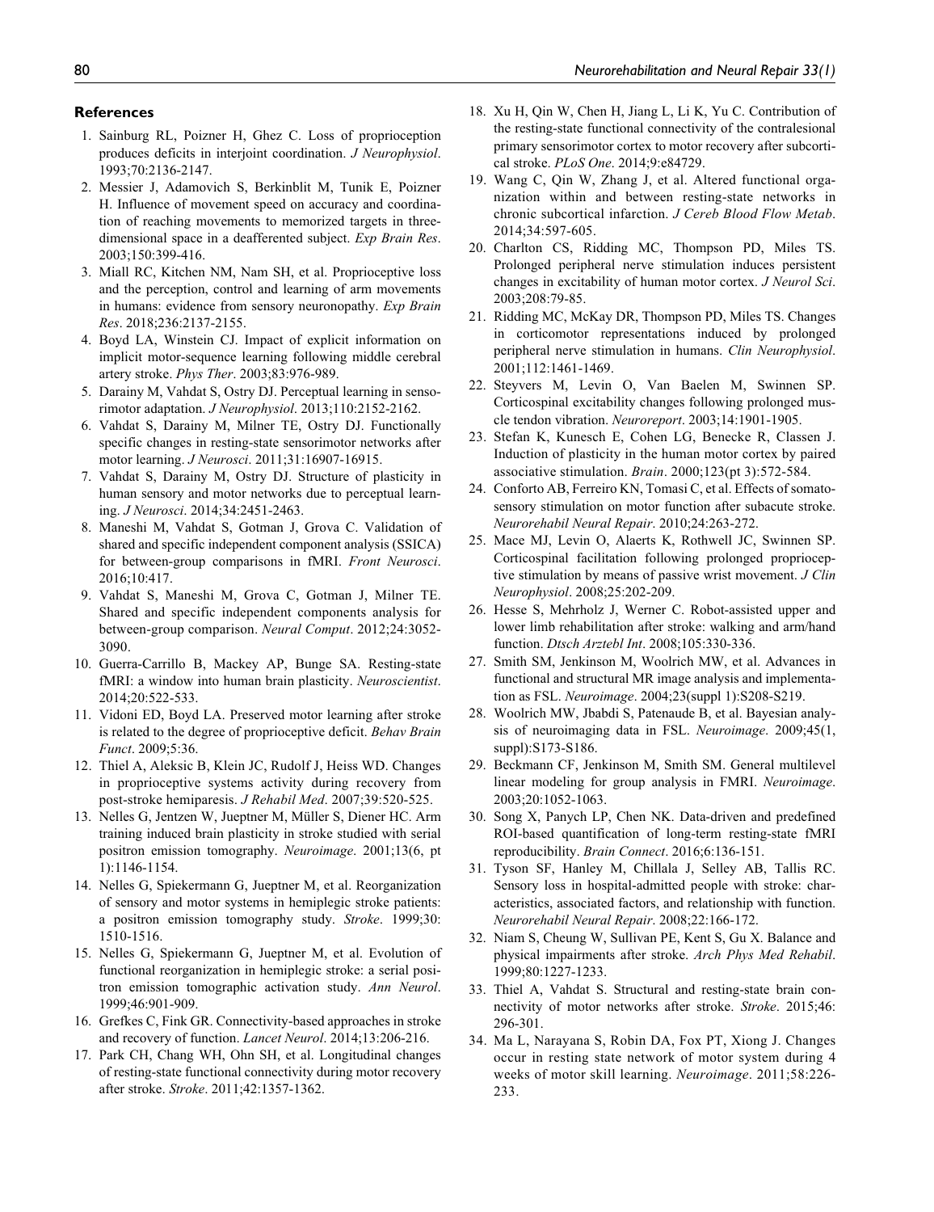## References

1. Sainburg RL, Poizner H, Ghez C. Loss of proprioception produces deficits in interjoint coordination. *J Neurophysiol*. 1993;70:2136-2147.
2. Messier J, Adamovich S, Berkinblit M, Tunik E, Poizner H. Influence of movement speed on accuracy and coordination of reaching movements to memorized targets in three-dimensional space in a deafferented subject. *Exp Brain Res*. 2003;150:399-416.
3. Miall RC, Kitchen NM, Nam SH, et al. Proprioceptive loss and the perception, control and learning of arm movements in humans: evidence from sensory neuronopathy. *Exp Brain Res*. 2018;236:2137-2155.
4. Boyd LA, Winstein CJ. Impact of explicit information on implicit motor-sequence learning following middle cerebral artery stroke. *Phys Ther*. 2003;83:976-989.
5. Darainy M, Vahdat S, Ostry DJ. Perceptual learning in sensorimotor adaptation. *J Neurophysiol*. 2013;110:2152-2162.
6. Vahdat S, Darainy M, Milner TE, Ostry DJ. Functionally specific changes in resting-state sensorimotor networks after motor learning. *J Neurosci*. 2011;31:16907-16915.
7. Vahdat S, Darainy M, Ostry DJ. Structure of plasticity in human sensory and motor networks due to perceptual learning. *J Neurosci*. 2014;34:2451-2463.
8. Maneshi M, Vahdat S, Gotman J, Grova C. Validation of shared and specific independent component analysis (SSICA) for between-group comparisons in fMRI. *Front Neurosci*. 2016;10:417.
9. Vahdat S, Maneshi M, Grova C, Gotman J, Milner TE. Shared and specific independent components analysis for between-group comparison. *Neural Comput*. 2012;24:3052-3090.
10. Guerra-Carrillo B, Mackey AP, Bunge SA. Resting-state fMRI: a window into human brain plasticity. *Neuroscientist*. 2014;20:522-533.
11. Vidoni ED, Boyd LA. Preserved motor learning after stroke is related to the degree of proprioceptive deficit. *Behav Brain Funct*. 2009;5:36.
12. Thiel A, Aleksic B, Klein JC, Rudolf J, Heiss WD. Changes in proprioceptive systems activity during recovery from post-stroke hemiparesis. *J Rehabil Med*. 2007;39:520-525.
13. Nelles G, Jentzen W, Jueptner M, Müller S, Diener HC. Arm training induced brain plasticity in stroke studied with serial positron emission tomography. *Neuroimage*. 2001;13(6, pt 1):1146-1154.
14. Nelles G, Spiekermann G, Jueptner M, et al. Reorganization of sensory and motor systems in hemiplegic stroke patients: a positron emission tomography study. *Stroke*. 1999;30:1510-1516.
15. Nelles G, Spiekermann G, Jueptner M, et al. Evolution of functional reorganization in hemiplegic stroke: a serial positron emission tomographic activation study. *Ann Neurol*. 1999;46:901-909.
16. Grefkes C, Fink GR. Connectivity-based approaches in stroke and recovery of function. *Lancet Neurol*. 2014;13:206-216.
17. Park CH, Chang WH, Ohn SH, et al. Longitudinal changes of resting-state functional connectivity during motor recovery after stroke. *Stroke*. 2011;42:1357-1362.
18. Xu H, Qin W, Chen H, Jiang L, Li K, Yu C. Contribution of the resting-state functional connectivity of the contralesional primary sensorimotor cortex to motor recovery after subcortical stroke. *PLoS One*. 2014;9:e84729.
19. Wang C, Qin W, Zhang J, et al. Altered functional organization within and between resting-state networks in chronic subcortical infarction. *J Cereb Blood Flow Metab*. 2014;34:597-605.
20. Charlton CS, Ridding MC, Thompson PD, Miles TS. Prolonged peripheral nerve stimulation induces persistent changes in excitability of human motor cortex. *J Neurol Sci*. 2003;208:79-85.
21. Ridding MC, McKay DR, Thompson PD, Miles TS. Changes in corticomotor representations induced by prolonged peripheral nerve stimulation in humans. *Clin Neurophysiol*. 2001;112:1461-1469.
22. Steyvers M, Levin O, Van Baelen M, Swinnen SP. Corticospinal excitability changes following prolonged muscle tendon vibration. *Neuroreport*. 2003;14:1901-1905.
23. Stefan K, Kunesch E, Cohen LG, Benecke R, Classen J. Induction of plasticity in the human motor cortex by paired associative stimulation. *Brain*. 2000;123(pt 3):572-584.
24. Conforto AB, Ferreiro KN, Tomasi C, et al. Effects of somatosensory stimulation on motor function after subacute stroke. *Neurorehabil Neural Repair*. 2010;24:263-272.
25. Mace MJ, Levin O, Alaerts K, Rothwell JC, Swinnen SP. Corticospinal facilitation following prolonged proprioceptive stimulation by means of passive wrist movement. *J Clin Neurophysiol*. 2008;25:202-209.
26. Hesse S, Mehrholz J, Werner C. Robot-assisted upper and lower limb rehabilitation after stroke: walking and arm/hand function. *Dtsch Arztebl Int*. 2008;105:330-336.
27. Smith SM, Jenkinson M, Woolrich MW, et al. Advances in functional and structural MR image analysis and implementation as FSL. *Neuroimage*. 2004;23(suppl 1):S208-S219.
28. Woolrich MW, Jbabdi S, Patenaude B, et al. Bayesian analysis of neuroimaging data in FSL. *Neuroimage*. 2009;45(1, suppl):S173-S186.
29. Beckmann CF, Jenkinson M, Smith SM. General multilevel linear modeling for group analysis in FMRI. *Neuroimage*. 2003;20:1052-1063.
30. Song X, Panych LP, Chen NK. Data-driven and predefined ROI-based quantification of long-term resting-state fMRI reproducibility. *Brain Connect*. 2016;6:136-151.
31. Tyson SF, Hanley M, Chillala J, Selley AB, Tallis RC. Sensory loss in hospital-admitted people with stroke: characteristics, associated factors, and relationship with function. *Neurorehabil Neural Repair*. 2008;22:166-172.
32. Niam S, Cheung W, Sullivan PE, Kent S, Gu X. Balance and physical impairments after stroke. *Arch Phys Med Rehabil*. 1999;80:1227-1233.
33. Thiel A, Vahdat S. Structural and resting-state brain connectivity of motor networks after stroke. *Stroke*. 2015;46:296-301.
34. Ma L, Narayana S, Robin DA, Fox PT, Xiong J. Changes occur in resting state network of motor system during 4 weeks of motor skill learning. *Neuroimage*. 2011;58:226-233.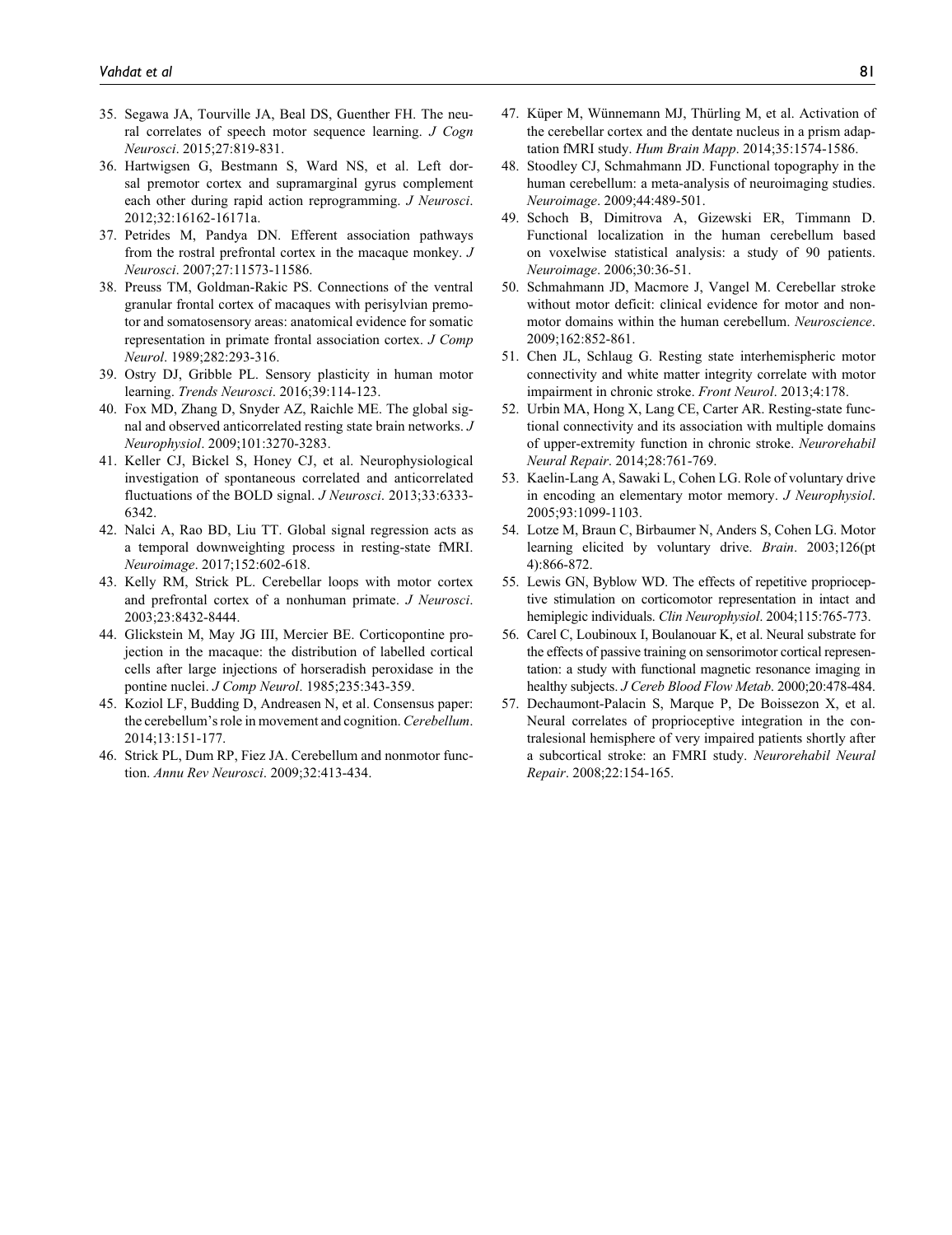35. Segawa JA, Tourville JA, Beal DS, Guenther FH. The neural correlates of speech motor sequence learning. *J Cogn Neurosci*. 2015;27:819-831.
36. Hartwigsen G, Bestmann S, Ward NS, et al. Left dorsal premotor cortex and supramarginal gyrus complement each other during rapid action reprogramming. *J Neurosci*. 2012;32:16162-16171a.
37. Petrides M, Pandya DN. Efferent association pathways from the rostral prefrontal cortex in the macaque monkey. *J Neurosci*. 2007;27:11573-11586.
38. Preuss TM, Goldman-Rakic PS. Connections of the ventral granular frontal cortex of macaques with perisylvian premotor and somatosensory areas: anatomical evidence for somatic representation in primate frontal association cortex. *J Comp Neurol*. 1989;282:293-316.
39. Ostry DJ, Gribble PL. Sensory plasticity in human motor learning. *Trends Neurosci*. 2016;39:114-123.
40. Fox MD, Zhang D, Snyder AZ, Raichle ME. The global signal and observed anticorrelated resting state brain networks. *J Neurophysiol*. 2009;101:3270-3283.
41. Keller CJ, Bickel S, Honey CJ, et al. Neurophysiological investigation of spontaneous correlated and anticorrelated fluctuations of the BOLD signal. *J Neurosci*. 2013;33:6333-6342.
42. Nalci A, Rao BD, Liu TT. Global signal regression acts as a temporal downweighting process in resting-state fMRI. *Neuroimage*. 2017;152:602-618.
43. Kelly RM, Strick PL. Cerebellar loops with motor cortex and prefrontal cortex of a nonhuman primate. *J Neurosci*. 2003;23:8432-8444.
44. Glickstein M, May JG III, Mercier BE. Corticopontine projection in the macaque: the distribution of labelled cortical cells after large injections of horseradish peroxidase in the pontine nuclei. *J Comp Neurol*. 1985;235:343-359.
45. Koziol LF, Budding D, Andreasen N, et al. Consensus paper: the cerebellum's role in movement and cognition. *Cerebellum*. 2014;13:151-177.
46. Strick PL, Dum RP, Fiez JA. Cerebellum and nonmotor function. *Annu Rev Neurosci*. 2009;32:413-434.
47. Küper M, Wünnemann MJ, Thürling M, et al. Activation of the cerebellar cortex and the dentate nucleus in a prism adaptation fMRI study. *Hum Brain Mapp*. 2014;35:1574-1586.
48. Stoodley CJ, Schmahmann JD. Functional topography in the human cerebellum: a meta-analysis of neuroimaging studies. *Neuroimage*. 2009;44:489-501.
49. Schoch B, Dimitrova A, Gizewski ER, Timmann D. Functional localization in the human cerebellum based on voxelwise statistical analysis: a study of 90 patients. *Neuroimage*. 2006;30:36-51.
50. Schmahmann JD, Macmore J, Vangel M. Cerebellar stroke without motor deficit: clinical evidence for motor and nonmotor domains within the human cerebellum. *Neuroscience*. 2009;162:852-861.
51. Chen JL, Schlaug G. Resting state interhemispheric motor connectivity and white matter integrity correlate with motor impairment in chronic stroke. *Front Neurol*. 2013;4:178.
52. Urbin MA, Hong X, Lang CE, Carter AR. Resting-state functional connectivity and its association with multiple domains of upper-extremity function in chronic stroke. *Neurorehabil Neural Repair*. 2014;28:761-769.
53. Kaelin-Lang A, Sawaki L, Cohen LG. Role of voluntary drive in encoding an elementary motor memory. *J Neurophysiol*. 2005;93:1099-1103.
54. Lotze M, Braun C, Birbaumer N, Anders S, Cohen LG. Motor learning elicited by voluntary drive. *Brain*. 2003;126(pt 4):866-872.
55. Lewis GN, Byblow WD. The effects of repetitive proprioceptive stimulation on corticomotor representation in intact and hemiplegic individuals. *Clin Neurophysiol*. 2004;115:765-773.
56. Carel C, Loubinoux I, Boulanouar K, et al. Neural substrate for the effects of passive training on sensorimotor cortical representation: a study with functional magnetic resonance imaging in healthy subjects. *J Cereb Blood Flow Metab*. 2000;20:478-484.
57. Dechaumont-Palacin S, Marque P, De Boissezon X, et al. Neural correlates of proprioceptive integration in the contralesional hemisphere of very impaired patients shortly after a subcortical stroke: an FMRI study. *Neurorehabil Neural Repair*. 2008;22:154-165.